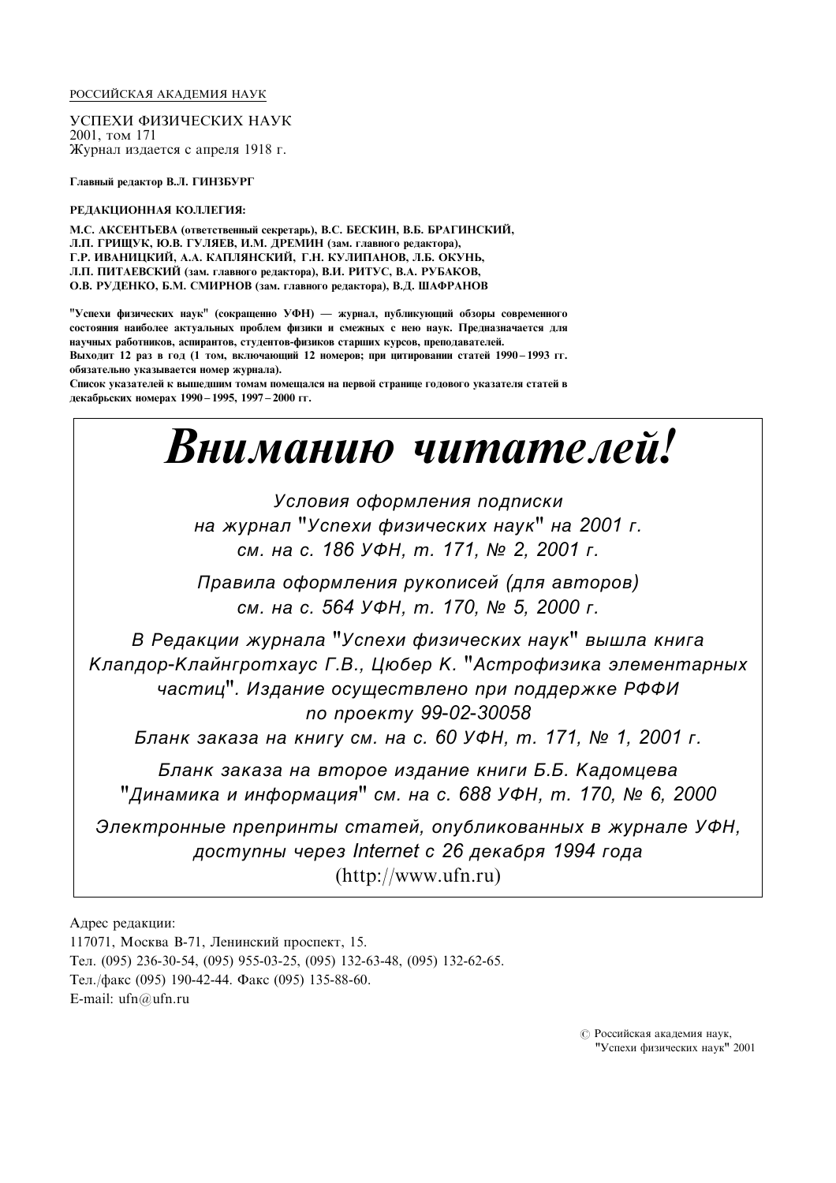РОССИЙСКАЯ АКАДЕМИЯ НАУК

УСПЕХИ ФИЗИЧЕСКИХ НАУК
2001, том 171
Журнал издается с апреля 1918 г.

**Главный редактор В.Л. ГИНЗБУРГ**

**РЕДАКЦИОННАЯ КОЛЛЕГИЯ:**

**М.С. АКСЕНТЬЕВА (ответственный секретарь), В.С. БЕСКИН, В.Б. БРАГИНСКИЙ, Л.П. ГРИЩУК, Ю.В. ГУЛЯЕВ, И.М. ДРЕМИН (зам. главного редактора), Г.Р. ИВАНИЦКИЙ, А.А. КАПЛЯНСКИЙ, Г.Н. КУЛИПАНОВ, Л.Б. ОКУНЬ, Л.П. ПИТАЕВСКИЙ (зам. главного редактора), В.И. РИТУС, В.А. РУБАКОВ, О.В. РУДЕНКО, Б.М. СМИРНОВ (зам. главного редактора), В.Д. ШАФРАНОВ**

**"Успехи физических наук" (сокращенно УФН) — журнал, публикующий обзоры современного состояния наиболее актуальных проблем физики и смежных с нею наук. Предназначается для научных работников, аспирантов, студентов-физиков старших курсов, преподавателей.**
**Выходит 12 раз в год (1 том, включающий 12 номеров; при цитировании статей 1990 – 1993 гг. обязательно указывается номер журнала).**
**Список указателей к вышедшим томам помещался на первой странице годового указателя статей в декабрьских номерах 1990 – 1995, 1997 – 2000 гг.**

# *Вниманию читателей!*

*Условия оформления подписки на журнал "Успехи физических наук" на 2001 г. см. на с. 186 УФН, т. 171, № 2, 2001 г.*

*Правила оформления рукописей (для авторов) см. на с. 564 УФН, т. 170, № 5, 2000 г.*

*В Редакции журнала "Успехи физических наук" вышла книга Клапдор-Клайнгротхаус Г.В., Цюбер К. "Астрофизика элементарных частиц". Издание осуществлено при поддержке РФФИ по проекту 99-02-30058*
*Бланк заказа на книгу см. на с. 60 УФН, т. 171, № 1, 2001 г.*

*Бланк заказа на второе издание книги Б.Б. Кадомцева "Динамика и информация" см. на с. 688 УФН, т. 170, № 6, 2000*

*Электронные препринты статей, опубликованных в журнале УФН, доступны через Internet с 26 декабря 1994 года*
(http://www.ufn.ru)

Адрес редакции:
117071, Москва В-71, Ленинский проспект, 15.
Тел. (095) 236-30-54, (095) 955-03-25, (095) 132-63-48, (095) 132-62-65.
Тел./факс (095) 190-42-44. Факс (095) 135-88-60.
E-mail: ufn@ufn.ru

© Российская академия наук, "Успехи физических наук" 2001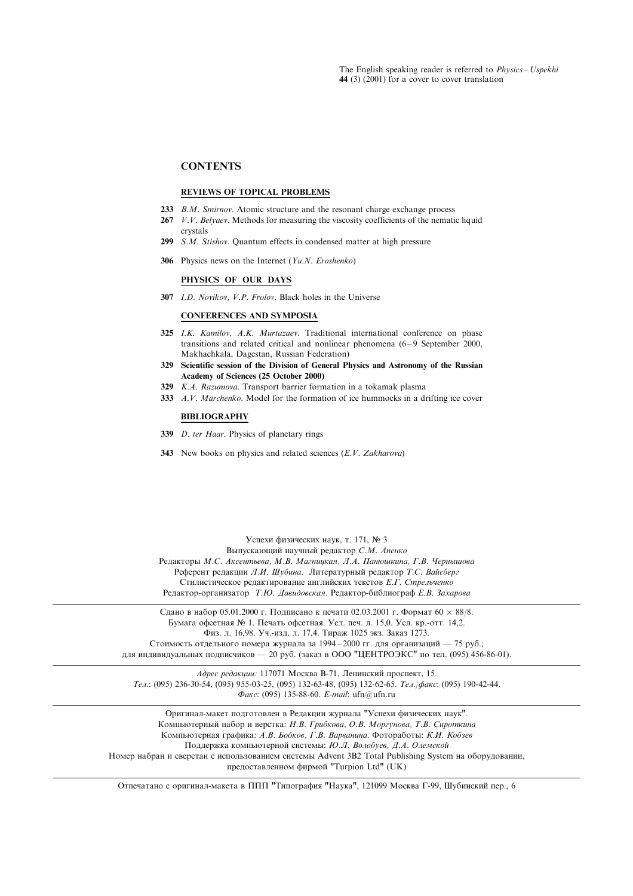The English speaking reader is referred to *Physics – Uspekhi* **44** (3) (2001) for a cover to cover translation

## CONTENTS

### REVIEWS OF TOPICAL PROBLEMS

- **233** *B.M. Smirnov*. Atomic structure and the resonant charge exchange process
- **267** *V.V. Belyaev*. Methods for measuring the viscosity coefficients of the nematic liquid crystals
- **299** *S.M. Stishov*. Quantum effects in condensed matter at high pressure
- **306** Physics news on the Internet (*Yu.N. Eroshenko*)

### PHYSICS OF OUR DAYS

- **307** *I.D. Novikov, V.P. Frolov*. Black holes in the Universe

### CONFERENCES AND SYMPOSIA

- **325** *I.K. Kamilov, A.K. Murtazaev*. Traditional international conference on phase transitions and related critical and nonlinear phenomena (6–9 September 2000, Makhachkala, Dagestan, Russian Federation)
- **329** **Scientific session of the Division of General Physics and Astronomy of the Russian Academy of Sciences (25 October 2000)**
- **329** *K.A. Razumova*. Transport barrier formation in a tokamak plasma
- **333** *A.V. Marchenko*. Model for the formation of ice hummocks in a drifting ice cover

### BIBLIOGRAPHY

- **339** *D. ter Haar*. Physics of planetary rings
- **343** New books on physics and related sciences (*E.V. Zakharova*)

Успехи физических наук, т. 171, № 3
Выпускающий научный редактор *С.М. Апенко*
Редакторы *М.С. Аксентьева, М.В. Магницкая, Л.А. Панюшкина, Г.В. Чернышова*
Референт редакции *Л.И. Шубина.* Литературный редактор *Т.С. Вайсберг*
Стилистическое редактирование английских текстов *Е.Г. Стрельченко*
Редактор-организатор *Т.Ю. Давидовская*. Редактор-библиограф *Е.В. Захарова*

---

Сдано в набор 05.01.2000 г. Подписано к печати 02.03.2001 г. Формат 60 × 88/8.
Бумага офсетная № 1. Печать офсетная. Усл. печ. л. 15,0. Усл. кр.-отт. 14,2.
Физ. л. 16,98. Уч.-изд. л. 17,4. Тираж 1025 экз. Заказ 1273.
Стоимость отдельного номера журнала за 1994–2000 гг. для организаций — 75 руб.;
для индивидуальных подписчиков — 20 руб. (заказ в ООО "ЦЕНТРОЭКС" по тел. (095) 456-86-01).

---

*Адрес редакции:* 117071 Москва В-71, Ленинский проспект, 15.
*Тел.*: (095) 236-30-54, (095) 955-03-25, (095) 132-63-48, (095) 132-62-65. *Тел./факс*: (095) 190-42-44.
*Факс*: (095) 135-88-60. *E-mail*: ufn@ufn.ru

---

Оригинал-макет подготовлен в Редакции журнала "Успехи физических наук".
Компьютерный набор и верстка: *Н.В. Грибкова, О.В. Моргунова, Т.В. Сироткина*
Компьютерная графика: *А.В. Бобков, Г.В. Варванина*. Фотоработы: *К.И. Кобзев*
Поддержка компьютерной системы: *Ю.Л. Волобуев, Д.А. Олемской*
Номер набран и сверстан с использованием системы Advent 3B2 Total Publishing System на оборудовании, предоставленном фирмой "Turpion Ltd" (UK)

---

Отпечатано с оригинал-макета в ППП "Типография "Наука", 121099 Москва Г-99, Шубинский пер., 6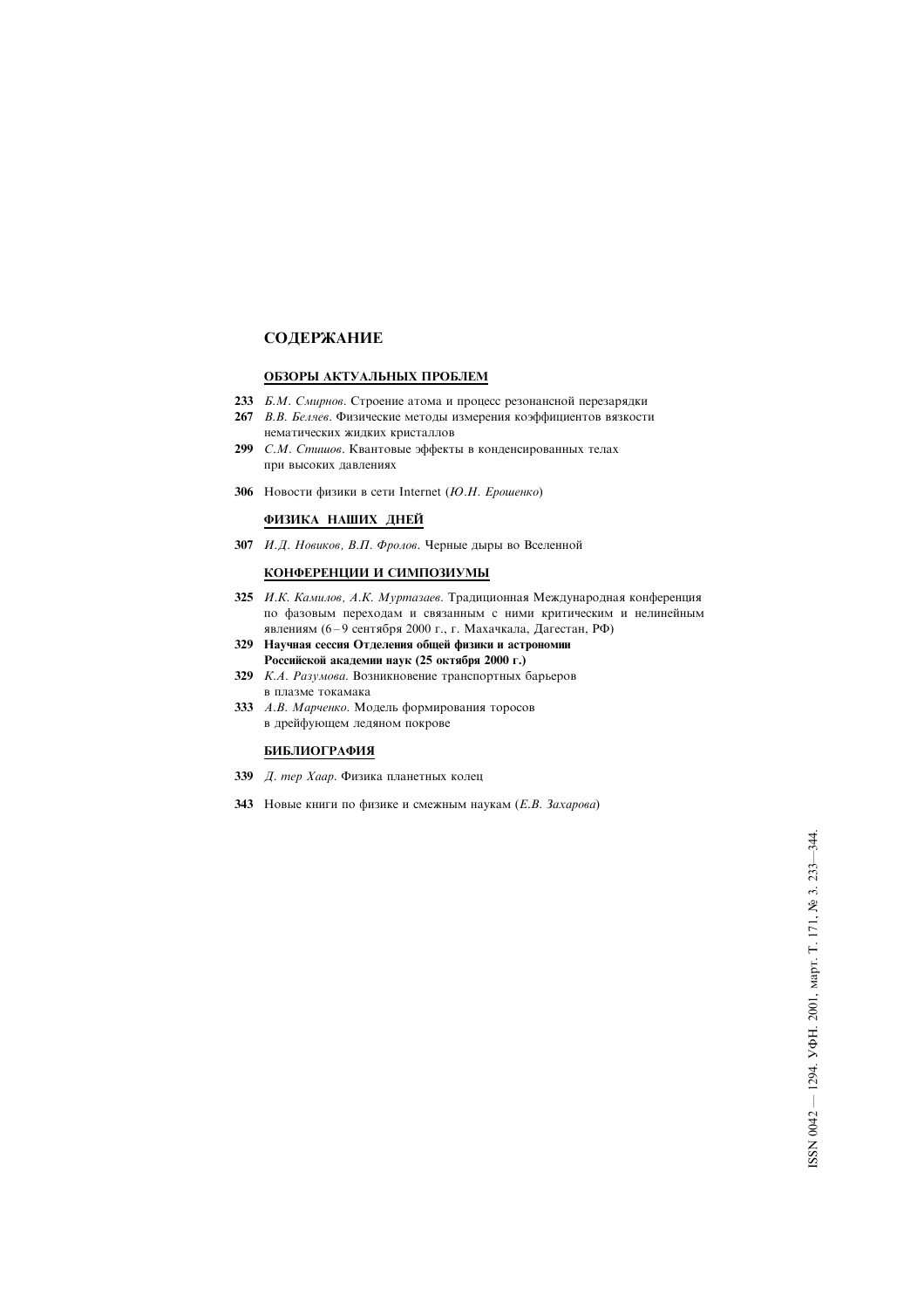# СОДЕРЖАНИЕ

## ОБЗОРЫ АКТУАЛЬНЫХ ПРОБЛЕМ

**233** *Б.М. Смирнов*. Строение атома и процесс резонансной перезарядки

**267** *В.В. Беляев*. Физические методы измерения коэффициентов вязкости нематических жидких кристаллов

**299** *С.М. Стишов*. Квантовые эффекты в конденсированных телах при высоких давлениях

**306** Новости физики в сети Internet (*Ю.Н. Ерошенко*)

## ФИЗИКА НАШИХ ДНЕЙ

**307** *И.Д. Новиков, В.П. Фролов*. Черные дыры во Вселенной

## КОНФЕРЕНЦИИ И СИМПОЗИУМЫ

**325** *И.К. Камилов, А.К. Муртазаев*. Традиционная Международная конференция по фазовым переходам и связанным с ними критическим и нелинейным явлениям (6–9 сентября 2000 г., г. Махачкала, Дагестан, РФ)

**329** **Научная сессия Отделения общей физики и астрономии Российской академии наук (25 октября 2000 г.)**

**329** *К.А. Разумова*. Возникновение транспортных барьеров в плазме токамака

**333** *А.В. Марченко*. Модель формирования торосов в дрейфующем ледяном покрове

## БИБЛИОГРАФИЯ

**339** *Д. тер Хаар*. Физика планетных колец

**343** Новые книги по физике и смежным наукам (*Е.В. Захарова*)

ISSN 0042 — 1294. УФН. 2001, март. Т. 171, № 3. 233—344.